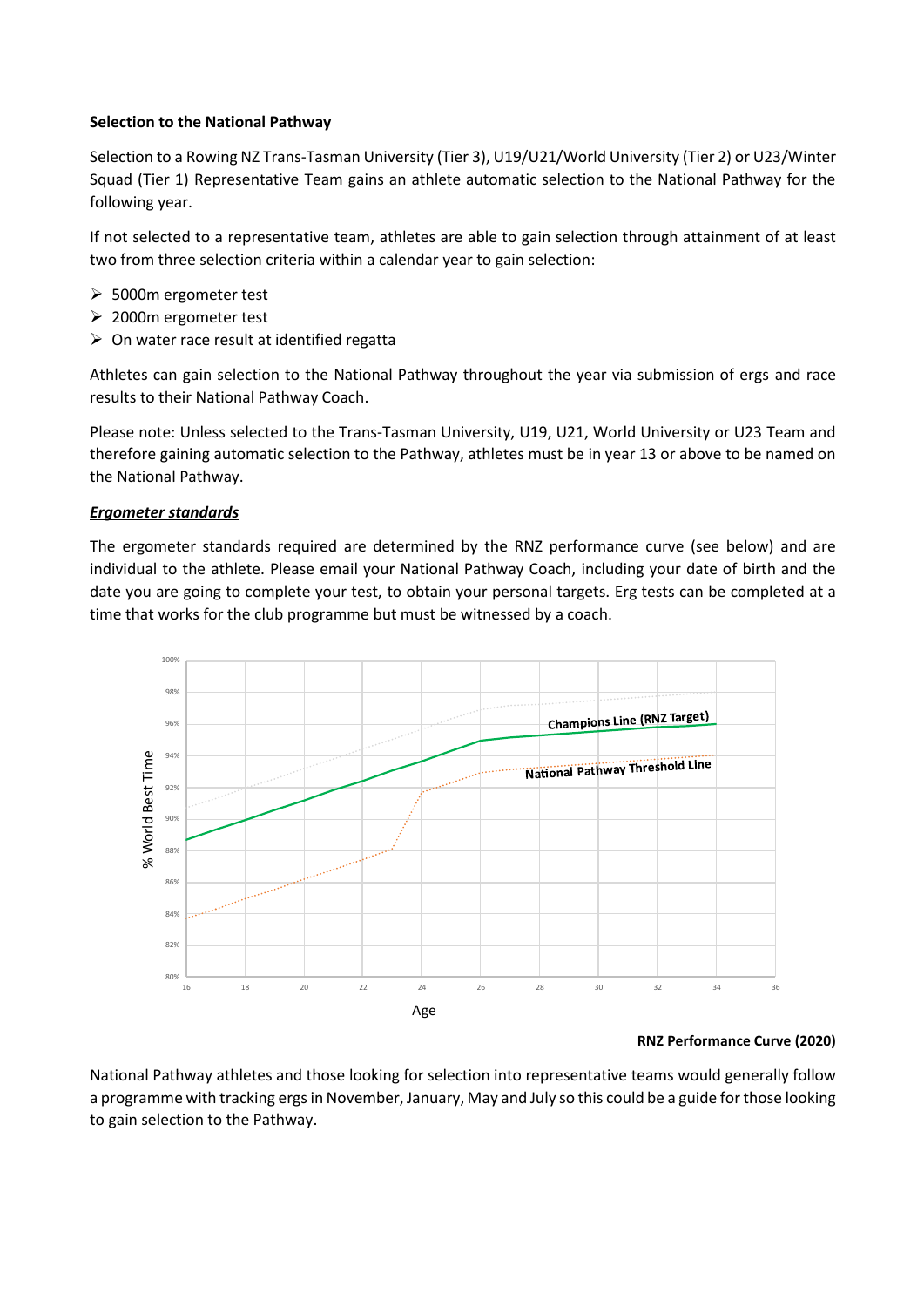**Selection to the National Pathway**

Selection to a Rowing NZ Trans-Tasman University (Tier 3), U19/U21/World University (Tier 2) or U23/Winter Squad (Tier 1) Representative Team gains an athlete automatic selection to the National Pathway for the following year.

If not selected to a representative team, athletes are able to gain selection through attainment of at least two from three selection criteria within a calendar year to gain selection:

- 5000m ergometer test
- 2000m ergometer test
- On water race result at identified regatta

Athletes can gain selection to the National Pathway throughout the year via submission of ergs and race results to their National Pathway Coach.

Please note: Unless selected to the Trans-Tasman University, U19, U21, World University or U23 Team and therefore gaining automatic selection to the Pathway, athletes must be in year 13 or above to be named on the National Pathway.

***Ergometer standards***

The ergometer standards required are determined by the RNZ performance curve (see below) and are individual to the athlete. Please email your National Pathway Coach, including your date of birth and the date you are going to complete your test, to obtain your personal targets. Erg tests can be completed at a time that works for the club programme but must be witnessed by a coach.

**RNZ Performance Curve (2020)**

National Pathway athletes and those looking for selection into representative teams would generally follow a programme with tracking ergs in November, January, May and July so this could be a guide for those looking to gain selection to the Pathway.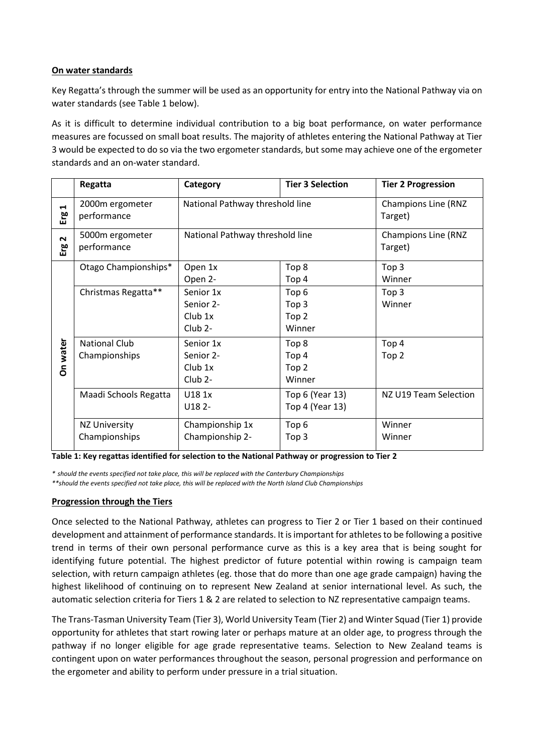**On water standards**

Key Regatta's through the summer will be used as an opportunity for entry into the National Pathway via on water standards (see Table 1 below).

As it is difficult to determine individual contribution to a big boat performance, on water performance measures are focussed on small boat results. The majority of athletes entering the National Pathway at Tier 3 would be expected to do so via the two ergometer standards, but some may achieve one of the ergometer standards and an on-water standard.

| | Regatta | Category | Tier 3 Selection | Tier 2 Progression |
|---|---|---|---|---|
| Erg 1 | 2000m ergometer performance | National Pathway threshold line | | Champions Line (RNZ Target) |
| Erg 2 | 5000m ergometer performance | National Pathway threshold line | | Champions Line (RNZ Target) |
| On water | Otago Championships* | Open 1x<br>Open 2- | Top 8<br>Top 4 | Top 3<br>Winner |
| | Christmas Regatta** | Senior 1x<br>Senior 2-<br>Club 1x<br>Club 2- | Top 6<br>Top 3<br>Top 2<br>Winner | Top 3<br>Winner |
| | National Club Championships | Senior 1x<br>Senior 2-<br>Club 1x<br>Club 2- | Top 8<br>Top 4<br>Top 2<br>Winner | Top 4<br>Top 2 |
| | Maadi Schools Regatta | U18 1x<br>U18 2- | Top 6 (Year 13)<br>Top 4 (Year 13) | NZ U19 Team Selection |
| | NZ University Championships | Championship 1x<br>Championship 2- | Top 6<br>Top 3 | Winner<br>Winner |

**Table 1: Key regattas identified for selection to the National Pathway or progression to Tier 2**

*\* should the events specified not take place, this will be replaced with the Canterbury Championships*
*\*\*should the events specified not take place, this will be replaced with the North Island Club Championships*

**Progression through the Tiers**

Once selected to the National Pathway, athletes can progress to Tier 2 or Tier 1 based on their continued development and attainment of performance standards. It is important for athletes to be following a positive trend in terms of their own personal performance curve as this is a key area that is being sought for identifying future potential. The highest predictor of future potential within rowing is campaign team selection, with return campaign athletes (eg. those that do more than one age grade campaign) having the highest likelihood of continuing on to represent New Zealand at senior international level. As such, the automatic selection criteria for Tiers 1 & 2 are related to selection to NZ representative campaign teams.

The Trans-Tasman University Team (Tier 3), World University Team (Tier 2) and Winter Squad (Tier 1) provide opportunity for athletes that start rowing later or perhaps mature at an older age, to progress through the pathway if no longer eligible for age grade representative teams. Selection to New Zealand teams is contingent upon on water performances throughout the season, personal progression and performance on the ergometer and ability to perform under pressure in a trial situation.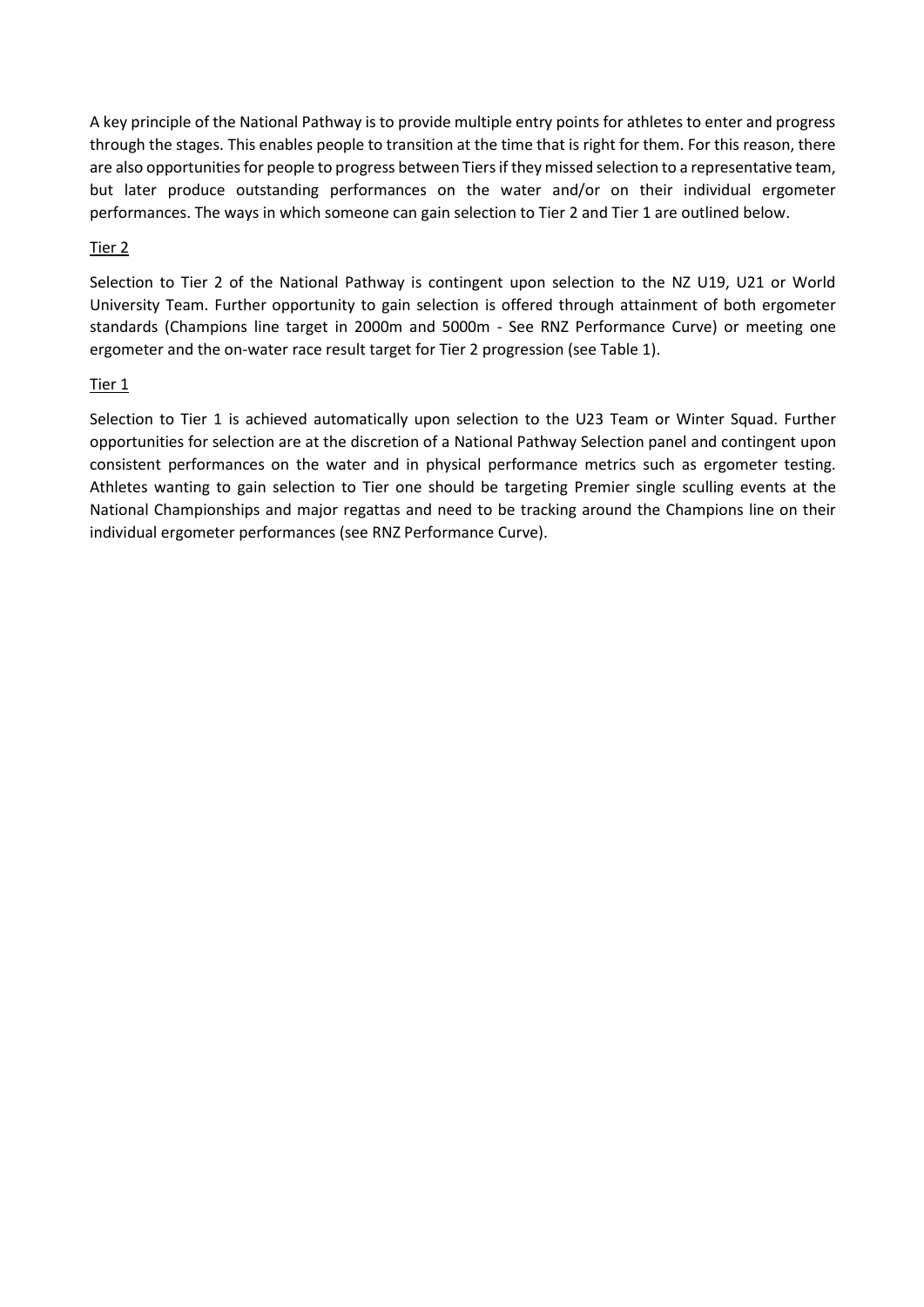A key principle of the National Pathway is to provide multiple entry points for athletes to enter and progress through the stages. This enables people to transition at the time that is right for them. For this reason, there are also opportunities for people to progress between Tiers if they missed selection to a representative team, but later produce outstanding performances on the water and/or on their individual ergometer performances. The ways in which someone can gain selection to Tier 2 and Tier 1 are outlined below.

<u>Tier 2</u>

Selection to Tier 2 of the National Pathway is contingent upon selection to the NZ U19, U21 or World University Team. Further opportunity to gain selection is offered through attainment of both ergometer standards (Champions line target in 2000m and 5000m - See RNZ Performance Curve) or meeting one ergometer and the on-water race result target for Tier 2 progression (see Table 1).

<u>Tier 1</u>

Selection to Tier 1 is achieved automatically upon selection to the U23 Team or Winter Squad. Further opportunities for selection are at the discretion of a National Pathway Selection panel and contingent upon consistent performances on the water and in physical performance metrics such as ergometer testing. Athletes wanting to gain selection to Tier one should be targeting Premier single sculling events at the National Championships and major regattas and need to be tracking around the Champions line on their individual ergometer performances (see RNZ Performance Curve).